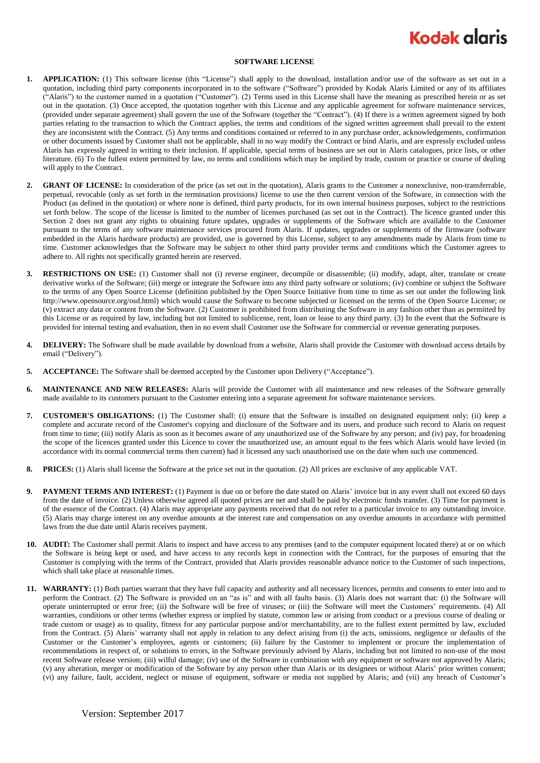# SOFTWARE LICENSE

1. **APPLICATION:** (1) This software license (this "License") shall apply to the download, installation and/or use of the software as set out in a quotation, including third party components incorporated in to the software ("Software") provided by Kodak Alaris Limited or any of its affiliates ("Alaris") to the customer named in a quotation ("Customer"). (2) Terms used in this License shall have the meaning as prescribed herein or as set out in the quotation. (3) Once accepted, the quotation together with this License and any applicable agreement for software maintenance services, (provided under separate agreement) shall govern the use of the Software (together the "Contract"). (4) If there is a written agreement signed by both parties relating to the transaction to which the Contract applies, the terms and conditions of the signed written agreement shall prevail to the extent they are inconsistent with the Contract. (5) Any terms and conditions contained or referred to in any purchase order, acknowledgements, confirmation or other documents issued by Customer shall not be applicable, shall in no way modify the Contract or bind Alaris, and are expressly excluded unless Alaris has expressly agreed in writing to their inclusion. If applicable, special terms of business are set out in Alaris catalogues, price lists, or other literature. (6) To the fullest extent permitted by law, no terms and conditions which may be implied by trade, custom or practice or course of dealing will apply to the Contract.

2. **GRANT OF LICENSE:** In consideration of the price (as set out in the quotation), Alaris grants to the Customer a nonexclusive, non-transferrable, perpetual, revocable (only as set forth in the termination provisions) license to use the then current version of the Software, in connection with the Product (as defined in the quotation) or where none is defined, third party products, for its own internal business purposes, subject to the restrictions set forth below. The scope of the license is limited to the number of licenses purchased (as set out in the Contract). The licence granted under this Section 2 does not grant any rights to obtaining future updates, upgrades or supplements of the Software which are available to the Customer pursuant to the terms of any software maintenance services procured from Alaris. If updates, upgrades or supplements of the firmware (software embedded in the Alaris hardware products) are provided, use is governed by this License, subject to any amendments made by Alaris from time to time. Customer acknowledges that the Software may be subject to other third party provider terms and conditions which the Customer agrees to adhere to. All rights not specifically granted herein are reserved.

3. **RESTRICTIONS ON USE:** (1) Customer shall not (i) reverse engineer, decompile or disassemble; (ii) modify, adapt, alter, translate or create derivative works of the Software; (iii) merge or integrate the Software into any third party software or solutions; (iv) combine or subject the Software to the terms of any Open Source License (definition published by the Open Source Initiative from time to time as set out under the following link http://www.opensource.org/osd.html) which would cause the Software to become subjected or licensed on the terms of the Open Source License; or (v) extract any data or content from the Software. (2) Customer is prohibited from distributing the Software in any fashion other than as permitted by this License or as required by law, including but not limited to sublicense, rent, loan or lease to any third party. (3) In the event that the Software is provided for internal testing and evaluation, then in no event shall Customer use the Software for commercial or revenue generating purposes.

4. **DELIVERY:** The Software shall be made available by download from a website, Alaris shall provide the Customer with download access details by email ("Delivery").

5. **ACCEPTANCE:** The Software shall be deemed accepted by the Customer upon Delivery ("Acceptance").

6. **MAINTENANCE AND NEW RELEASES:** Alaris will provide the Customer with all maintenance and new releases of the Software generally made available to its customers pursuant to the Customer entering into a separate agreement for software maintenance services.

7. **CUSTOMER'S OBLIGATIONS:** (1) The Customer shall: (i) ensure that the Software is installed on designated equipment only; (ii) keep a complete and accurate record of the Customer's copying and disclosure of the Software and its users, and produce such record to Alaris on request from time to time; (iii) notify Alaris as soon as it becomes aware of any unauthorized use of the Software by any person; and (iv) pay, for broadening the scope of the licences granted under this Licence to cover the unauthorized use, an amount equal to the fees which Alaris would have levied (in accordance with its normal commercial terms then current) had it licensed any such unauthorised use on the date when such use commenced.

8. **PRICES:** (1) Alaris shall license the Software at the price set out in the quotation. (2) All prices are exclusive of any applicable VAT.

9. **PAYMENT TERMS AND INTEREST:** (1) Payment is due on or before the date stated on Alaris' invoice but in any event shall not exceed 60 days from the date of invoice. (2) Unless otherwise agreed all quoted prices are net and shall be paid by electronic funds transfer. (3) Time for payment is of the essence of the Contract. (4) Alaris may appropriate any payments received that do not refer to a particular invoice to any outstanding invoice. (5) Alaris may charge interest on any overdue amounts at the interest rate and compensation on any overdue amounts in accordance with permitted laws from the due date until Alaris receives payment.

10. **AUDIT:** The Customer shall permit Alaris to inspect and have access to any premises (and to the computer equipment located there) at or on which the Software is being kept or used, and have access to any records kept in connection with the Contract, for the purposes of ensuring that the Customer is complying with the terms of the Contract, provided that Alaris provides reasonable advance notice to the Customer of such inspections, which shall take place at reasonable times.

11. **WARRANTY:** (1) Both parties warrant that they have full capacity and authority and all necessary licences, permits and consents to enter into and to perform the Contract. (2) The Software is provided on an "as is" and with all faults basis. (3) Alaris does not warrant that: (i) the Software will operate uninterrupted or error free; (ii) the Software will be free of viruses; or (iii) the Software will meet the Customers' requirements. (4) All warranties, conditions or other terms (whether express or implied by statute, common law or arising from conduct or a previous course of dealing or trade custom or usage) as to quality, fitness for any particular purpose and/or merchantability, are to the fullest extent permitted by law, excluded from the Contract. (5) Alaris' warranty shall not apply in relation to any defect arising from (i) the acts, omissions, negligence or defaults of the Customer or the Customer's employees, agents or customers; (ii) failure by the Customer to implement or procure the implementation of recommendations in respect of, or solutions to errors, in the Software previously advised by Alaris, including but not limited to non-use of the most recent Software release version; (iii) wilful damage; (iv) use of the Software in combination with any equipment or software not approved by Alaris; (v) any alteration, merger or modification of the Software by any person other than Alaris or its designees or without Alaris' prior written consent; (vi) any failure, fault, accident, neglect or misuse of equipment, software or media not supplied by Alaris; and (vii) any breach of Customer's

Version: September 2017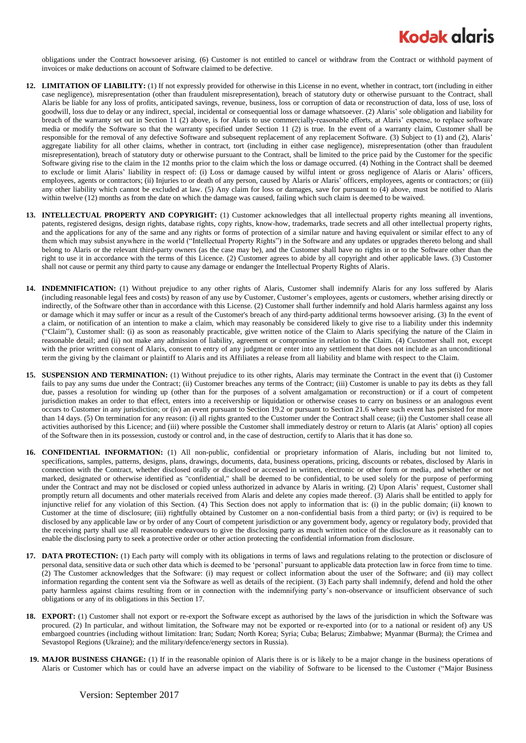obligations under the Contract howsoever arising. (6) Customer is not entitled to cancel or withdraw from the Contract or withhold payment of invoices or make deductions on account of Software claimed to be defective.

12. **LIMITATION OF LIABILITY:** (1) If not expressly provided for otherwise in this License in no event, whether in contract, tort (including in either case negligence), misrepresentation (other than fraudulent misrepresentation), breach of statutory duty or otherwise pursuant to the Contract, shall Alaris be liable for any loss of profits, anticipated savings, revenue, business, loss or corruption of data or reconstruction of data, loss of use, loss of goodwill, loss due to delay or any indirect, special, incidental or consequential loss or damage whatsoever. (2) Alaris' sole obligation and liability for breach of the warranty set out in Section 11 (2) above, is for Alaris to use commercially-reasonable efforts, at Alaris' expense, to replace software media or modify the Software so that the warranty specified under Section 11 (2) is true. In the event of a warranty claim, Customer shall be responsible for the removal of any defective Software and subsequent replacement of any replacement Software. (3) Subject to (1) and (2), Alaris' aggregate liability for all other claims, whether in contract, tort (including in either case negligence), misrepresentation (other than fraudulent misrepresentation), breach of statutory duty or otherwise pursuant to the Contract, shall be limited to the price paid by the Customer for the specific Software giving rise to the claim in the 12 months prior to the claim which the loss or damage occurred. (4) Nothing in the Contract shall be deemed to exclude or limit Alaris' liability in respect of: (i) Loss or damage caused by wilful intent or gross negligence of Alaris or Alaris' officers, employees, agents or contractors; (ii) Injuries to or death of any person, caused by Alaris or Alaris' officers, employees, agents or contractors; or (iii) any other liability which cannot be excluded at law. (5) Any claim for loss or damages, save for pursuant to (4) above, must be notified to Alaris within twelve (12) months as from the date on which the damage was caused, failing which such claim is deemed to be waived.

13. **INTELLECTUAL PROPERTY AND COPYRIGHT:** (1) Customer acknowledges that all intellectual property rights meaning all inventions, patents, registered designs, design rights, database rights, copy rights, know-how, trademarks, trade secrets and all other intellectual property rights, and the applications for any of the same and any rights or forms of protection of a similar nature and having equivalent or similar effect to any of them which may subsist anywhere in the world ("Intellectual Property Rights") in the Software and any updates or upgrades thereto belong and shall belong to Alaris or the relevant third-party owners (as the case may be), and the Customer shall have no rights in or to the Software other than the right to use it in accordance with the terms of this Licence. (2) Customer agrees to abide by all copyright and other applicable laws. (3) Customer shall not cause or permit any third party to cause any damage or endanger the Intellectual Property Rights of Alaris.

14. **INDEMNIFICATION:** (1) Without prejudice to any other rights of Alaris, Customer shall indemnify Alaris for any loss suffered by Alaris (including reasonable legal fees and costs) by reason of any use by Customer, Customer's employees, agents or customers, whether arising directly or indirectly, of the Software other than in accordance with this License. (2) Customer shall further indemnify and hold Alaris harmless against any loss or damage which it may suffer or incur as a result of the Customer's breach of any third-party additional terms howsoever arising. (3) In the event of a claim, or notification of an intention to make a claim, which may reasonably be considered likely to give rise to a liability under this indemnity ("Claim"), Customer shall: (i) as soon as reasonably practicable, give written notice of the Claim to Alaris specifying the nature of the Claim in reasonable detail; and (ii) not make any admission of liability, agreement or compromise in relation to the Claim. (4) Customer shall not, except with the prior written consent of Alaris, consent to entry of any judgment or enter into any settlement that does not include as an unconditional term the giving by the claimant or plaintiff to Alaris and its Affiliates a release from all liability and blame with respect to the Claim.

15. **SUSPENSION AND TERMINATION:** (1) Without prejudice to its other rights, Alaris may terminate the Contract in the event that (i) Customer fails to pay any sums due under the Contract; (ii) Customer breaches any terms of the Contract; (iii) Customer is unable to pay its debts as they fall due, passes a resolution for winding up (other than for the purposes of a solvent amalgamation or reconstruction) or if a court of competent jurisdiction makes an order to that effect, enters into a receivership or liquidation or otherwise ceases to carry on business or an analogous event occurs to Customer in any jurisdiction; or (iv) an event pursuant to Section 19.2 or pursuant to Section 21.6 where such event has persisted for more than 14 days. (5) On termination for any reason: (i) all rights granted to the Customer under the Contract shall cease; (ii) the Customer shall cease all activities authorised by this Licence; and (iii) where possible the Customer shall immediately destroy or return to Alaris (at Alaris' option) all copies of the Software then in its possession, custody or control and, in the case of destruction, certify to Alaris that it has done so.

16. **CONFIDENTIAL INFORMATION:** (1) All non-public, confidential or proprietary information of Alaris, including but not limited to, specifications, samples, patterns, designs, plans, drawings, documents, data, business operations, pricing, discounts or rebates, disclosed by Alaris in connection with the Contract, whether disclosed orally or disclosed or accessed in written, electronic or other form or media, and whether or not marked, designated or otherwise identified as "confidential," shall be deemed to be confidential, to be used solely for the purpose of performing under the Contract and may not be disclosed or copied unless authorized in advance by Alaris in writing. (2) Upon Alaris' request, Customer shall promptly return all documents and other materials received from Alaris and delete any copies made thereof. (3) Alaris shall be entitled to apply for injunctive relief for any violation of this Section. (4) This Section does not apply to information that is: (i) in the public domain; (ii) known to Customer at the time of disclosure; (iii) rightfully obtained by Customer on a non-confidential basis from a third party; or (iv) is required to be disclosed by any applicable law or by order of any Court of competent jurisdiction or any government body, agency or regulatory body, provided that the receiving party shall use all reasonable endeavours to give the disclosing party as much written notice of the disclosure as it reasonably can to enable the disclosing party to seek a protective order or other action protecting the confidential information from disclosure.

17. **DATA PROTECTION:** (1) Each party will comply with its obligations in terms of laws and regulations relating to the protection or disclosure of personal data, sensitive data or such other data which is deemed to be 'personal' pursuant to applicable data protection law in force from time to time. (2) The Customer acknowledges that the Software: (i) may request or collect information about the user of the Software; and (ii) may collect information regarding the content sent via the Software as well as details of the recipient. (3) Each party shall indemnify, defend and hold the other party harmless against claims resulting from or in connection with the indemnifying party's non-observance or insufficient observance of such obligations or any of its obligations in this Section 17.

18. **EXPORT:** (1) Customer shall not export or re-export the Software except as authorised by the laws of the jurisdiction in which the Software was procured. (2) In particular, and without limitation, the Software may not be exported or re-exported into (or to a national or resident of) any US embargoed countries (including without limitation: Iran; Sudan; North Korea; Syria; Cuba; Belarus; Zimbabwe; Myanmar (Burma); the Crimea and Sevastopol Regions (Ukraine); and the military/defence/energy sectors in Russia).

19. **MAJOR BUSINESS CHANGE:** (1) If in the reasonable opinion of Alaris there is or is likely to be a major change in the business operations of Alaris or Customer which has or could have an adverse impact on the viability of Software to be licensed to the Customer ("Major Business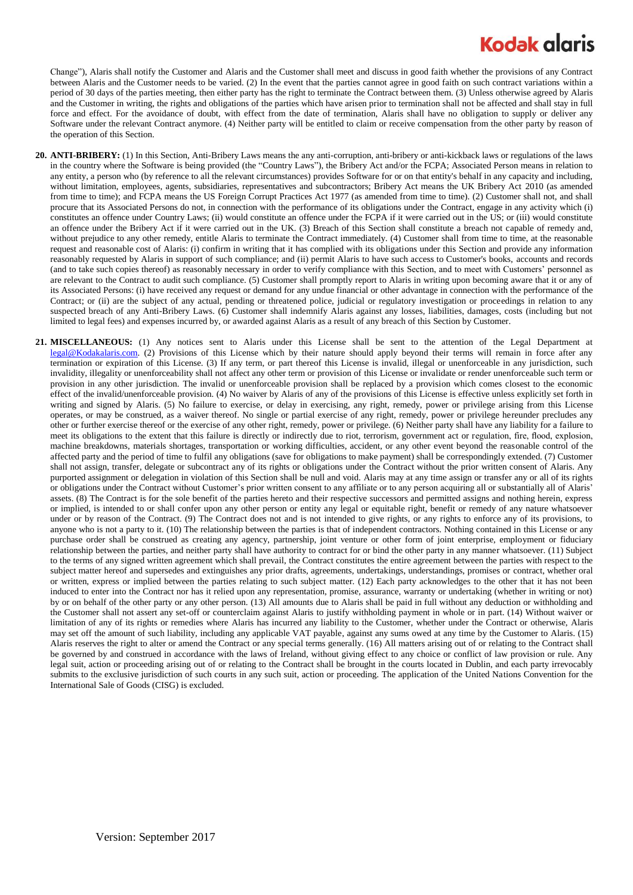Change"), Alaris shall notify the Customer and Alaris and the Customer shall meet and discuss in good faith whether the provisions of any Contract between Alaris and the Customer needs to be varied. (2) In the event that the parties cannot agree in good faith on such contract variations within a period of 30 days of the parties meeting, then either party has the right to terminate the Contract between them. (3) Unless otherwise agreed by Alaris and the Customer in writing, the rights and obligations of the parties which have arisen prior to termination shall not be affected and shall stay in full force and effect. For the avoidance of doubt, with effect from the date of termination, Alaris shall have no obligation to supply or deliver any Software under the relevant Contract anymore. (4) Neither party will be entitled to claim or receive compensation from the other party by reason of the operation of this Section.

20. **ANTI-BRIBERY:** (1) In this Section, Anti-Bribery Laws means the any anti-corruption, anti-bribery or anti-kickback laws or regulations of the laws in the country where the Software is being provided (the "Country Laws"), the Bribery Act and/or the FCPA; Associated Person means in relation to any entity, a person who (by reference to all the relevant circumstances) provides Software for or on that entity's behalf in any capacity and including, without limitation, employees, agents, subsidiaries, representatives and subcontractors; Bribery Act means the UK Bribery Act 2010 (as amended from time to time); and FCPA means the US Foreign Corrupt Practices Act 1977 (as amended from time to time). (2) Customer shall not, and shall procure that its Associated Persons do not, in connection with the performance of its obligations under the Contract, engage in any activity which (i) constitutes an offence under Country Laws; (ii) would constitute an offence under the FCPA if it were carried out in the US; or (iii) would constitute an offence under the Bribery Act if it were carried out in the UK. (3) Breach of this Section shall constitute a breach not capable of remedy and, without prejudice to any other remedy, entitle Alaris to terminate the Contract immediately. (4) Customer shall from time to time, at the reasonable request and reasonable cost of Alaris: (i) confirm in writing that it has complied with its obligations under this Section and provide any information reasonably requested by Alaris in support of such compliance; and (ii) permit Alaris to have such access to Customer's books, accounts and records (and to take such copies thereof) as reasonably necessary in order to verify compliance with this Section, and to meet with Customers' personnel as are relevant to the Contract to audit such compliance. (5) Customer shall promptly report to Alaris in writing upon becoming aware that it or any of its Associated Persons: (i) have received any request or demand for any undue financial or other advantage in connection with the performance of the Contract; or (ii) are the subject of any actual, pending or threatened police, judicial or regulatory investigation or proceedings in relation to any suspected breach of any Anti-Bribery Laws. (6) Customer shall indemnify Alaris against any losses, liabilities, damages, costs (including but not limited to legal fees) and expenses incurred by, or awarded against Alaris as a result of any breach of this Section by Customer.

21. **MISCELLANEOUS:** (1) Any notices sent to Alaris under this License shall be sent to the attention of the Legal Department at legal@Kodakalaris.com. (2) Provisions of this License which by their nature should apply beyond their terms will remain in force after any termination or expiration of this License. (3) If any term, or part thereof this License is invalid, illegal or unenforceable in any jurisdiction, such invalidity, illegality or unenforceability shall not affect any other term or provision of this License or invalidate or render unenforceable such term or provision in any other jurisdiction. The invalid or unenforceable provision shall be replaced by a provision which comes closest to the economic effect of the invalid/unenforceable provision. (4) No waiver by Alaris of any of the provisions of this License is effective unless explicitly set forth in writing and signed by Alaris. (5) No failure to exercise, or delay in exercising, any right, remedy, power or privilege arising from this License operates, or may be construed, as a waiver thereof. No single or partial exercise of any right, remedy, power or privilege hereunder precludes any other or further exercise thereof or the exercise of any other right, remedy, power or privilege. (6) Neither party shall have any liability for a failure to meet its obligations to the extent that this failure is directly or indirectly due to riot, terrorism, government act or regulation, fire, flood, explosion, machine breakdowns, materials shortages, transportation or working difficulties, accident, or any other event beyond the reasonable control of the affected party and the period of time to fulfil any obligations (save for obligations to make payment) shall be correspondingly extended. (7) Customer shall not assign, transfer, delegate or subcontract any of its rights or obligations under the Contract without the prior written consent of Alaris. Any purported assignment or delegation in violation of this Section shall be null and void. Alaris may at any time assign or transfer any or all of its rights or obligations under the Contract without Customer's prior written consent to any affiliate or to any person acquiring all or substantially all of Alaris' assets. (8) The Contract is for the sole benefit of the parties hereto and their respective successors and permitted assigns and nothing herein, express or implied, is intended to or shall confer upon any other person or entity any legal or equitable right, benefit or remedy of any nature whatsoever under or by reason of the Contract. (9) The Contract does not and is not intended to give rights, or any rights to enforce any of its provisions, to anyone who is not a party to it. (10) The relationship between the parties is that of independent contractors. Nothing contained in this License or any purchase order shall be construed as creating any agency, partnership, joint venture or other form of joint enterprise, employment or fiduciary relationship between the parties, and neither party shall have authority to contract for or bind the other party in any manner whatsoever. (11) Subject to the terms of any signed written agreement which shall prevail, the Contract constitutes the entire agreement between the parties with respect to the subject matter hereof and supersedes and extinguishes any prior drafts, agreements, undertakings, understandings, promises or contract, whether oral or written, express or implied between the parties relating to such subject matter. (12) Each party acknowledges to the other that it has not been induced to enter into the Contract nor has it relied upon any representation, promise, assurance, warranty or undertaking (whether in writing or not) by or on behalf of the other party or any other person. (13) All amounts due to Alaris shall be paid in full without any deduction or withholding and the Customer shall not assert any set-off or counterclaim against Alaris to justify withholding payment in whole or in part. (14) Without waiver or limitation of any of its rights or remedies where Alaris has incurred any liability to the Customer, whether under the Contract or otherwise, Alaris may set off the amount of such liability, including any applicable VAT payable, against any sums owed at any time by the Customer to Alaris. (15) Alaris reserves the right to alter or amend the Contract or any special terms generally. (16) All matters arising out of or relating to the Contract shall be governed by and construed in accordance with the laws of Ireland, without giving effect to any choice or conflict of law provision or rule. Any legal suit, action or proceeding arising out of or relating to the Contract shall be brought in the courts located in Dublin, and each party irrevocably submits to the exclusive jurisdiction of such courts in any such suit, action or proceeding. The application of the United Nations Convention for the International Sale of Goods (CISG) is excluded.

Version: September 2017